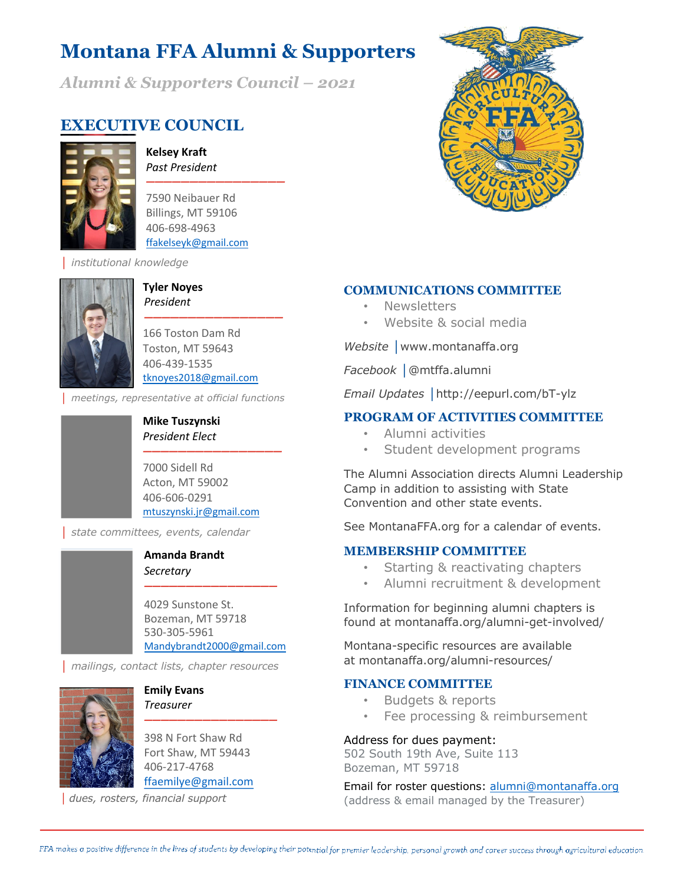# Montana FFA Alumni & Supporters

*Alumni & Supporters Council – 2021*

## EXECUTIVE COUNCIL

**Kelsey Kraft**
*Past President*

7590 Neibauer Rd
Billings, MT 59106
406-698-4963
ffakelseyk@gmail.com

| *institutional knowledge*

**Tyler Noyes**
*President*

166 Toston Dam Rd
Toston, MT 59643
406-439-1535
tknoyes2018@gmail.com

| *meetings, representative at official functions*

**Mike Tuszynski**
*President Elect*

7000 Sidell Rd
Acton, MT 59002
406-606-0291
mtuszynski.jr@gmail.com

| *state committees, events, calendar*

**Amanda Brandt**
*Secretary*

4029 Sunstone St.
Bozeman, MT 59718
530-305-5961
Mandybrandt2000@gmail.com

| *mailings, contact lists, chapter resources*

**Emily Evans**
*Treasurer*

398 N Fort Shaw Rd
Fort Shaw, MT 59443
406-217-4768
ffaemilye@gmail.com

| *dues, rosters, financial support*

## COMMUNICATIONS COMMITTEE

- Newsletters
- Website & social media

*Website* | www.montanaffa.org

*Facebook* | @mtffa.alumni

*Email Updates* | http://eepurl.com/bT-ylz

## PROGRAM OF ACTIVITIES COMMITTEE

- Alumni activities
- Student development programs

The Alumni Association directs Alumni Leadership Camp in addition to assisting with State Convention and other state events.

See MontanaFFA.org for a calendar of events.

## MEMBERSHIP COMMITTEE

- Starting & reactivating chapters
- Alumni recruitment & development

Information for beginning alumni chapters is found at montanaffa.org/alumni-get-involved/

Montana-specific resources are available at montanaffa.org/alumni-resources/

## FINANCE COMMITTEE

- Budgets & reports
- Fee processing & reimbursement

Address for dues payment:
502 South 19th Ave, Suite 113
Bozeman, MT 59718

Email for roster questions: alumni@montanaffa.org
(address & email managed by the Treasurer)

*FFA makes a positive difference in the lives of students by developing their potential for premier leadership, personal growth and career success through agricultural education*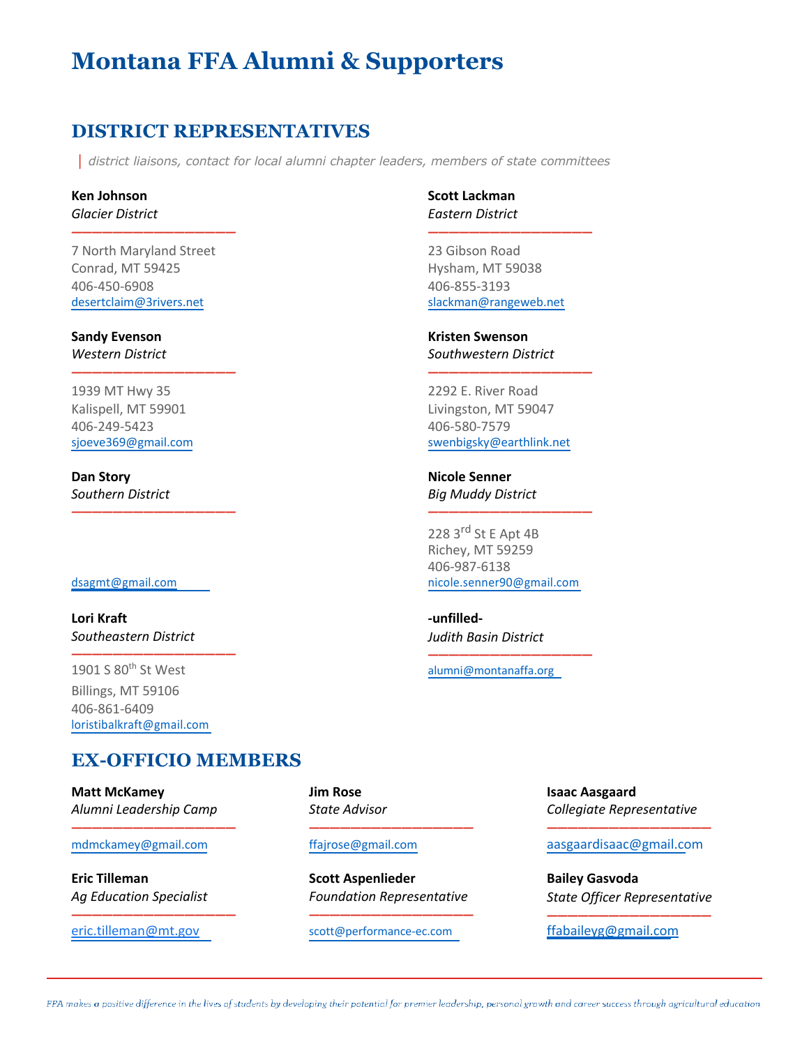# Montana FFA Alumni & Supporters

## DISTRICT REPRESENTATIVES

*district liaisons, contact for local alumni chapter leaders, members of state committees*

**Ken Johnson**
*Glacier District*

7 North Maryland Street
Conrad, MT 59425
406-450-6908
desertclaim@3rivers.net

**Scott Lackman**
*Eastern District*

23 Gibson Road
Hysham, MT 59038
406-855-3193
slackman@rangeweb.net

**Sandy Evenson**
*Western District*

1939 MT Hwy 35
Kalispell, MT 59901
406-249-5423
sjoeve369@gmail.com

**Kristen Swenson**
*Southwestern District*

2292 E. River Road
Livingston, MT 59047
406-580-7579
swenbigsky@earthlink.net

**Dan Story**
*Southern District*

dsagmt@gmail.com

**Nicole Senner**
*Big Muddy District*

228 3rd St E Apt 4B
Richey, MT 59259
406-987-6138
nicole.senner90@gmail.com

**Lori Kraft**
*Southeastern District*

1901 S 80th St West
Billings, MT 59106
406-861-6409
loristibalkraft@gmail.com

**-unfilled-**
*Judith Basin District*

alumni@montanaffa.org

## EX-OFFICIO MEMBERS

**Matt McKamey**
*Alumni Leadership Camp*

mdmckamey@gmail.com

**Jim Rose**
*State Advisor*

ffajrose@gmail.com

**Isaac Aasgaard**
*Collegiate Representative*

aasgaardisaac@gmail.com

**Eric Tilleman**
*Ag Education Specialist*

eric.tilleman@mt.gov

**Scott Aspenlieder**
*Foundation Representative*

scott@performance-ec.com

**Bailey Gasvoda**
*State Officer Representative*

ffabaileyg@gmail.com

*FFA makes a positive difference in the lives of students by developing their potential for premier leadership, personal growth and career success through agricultural education.*